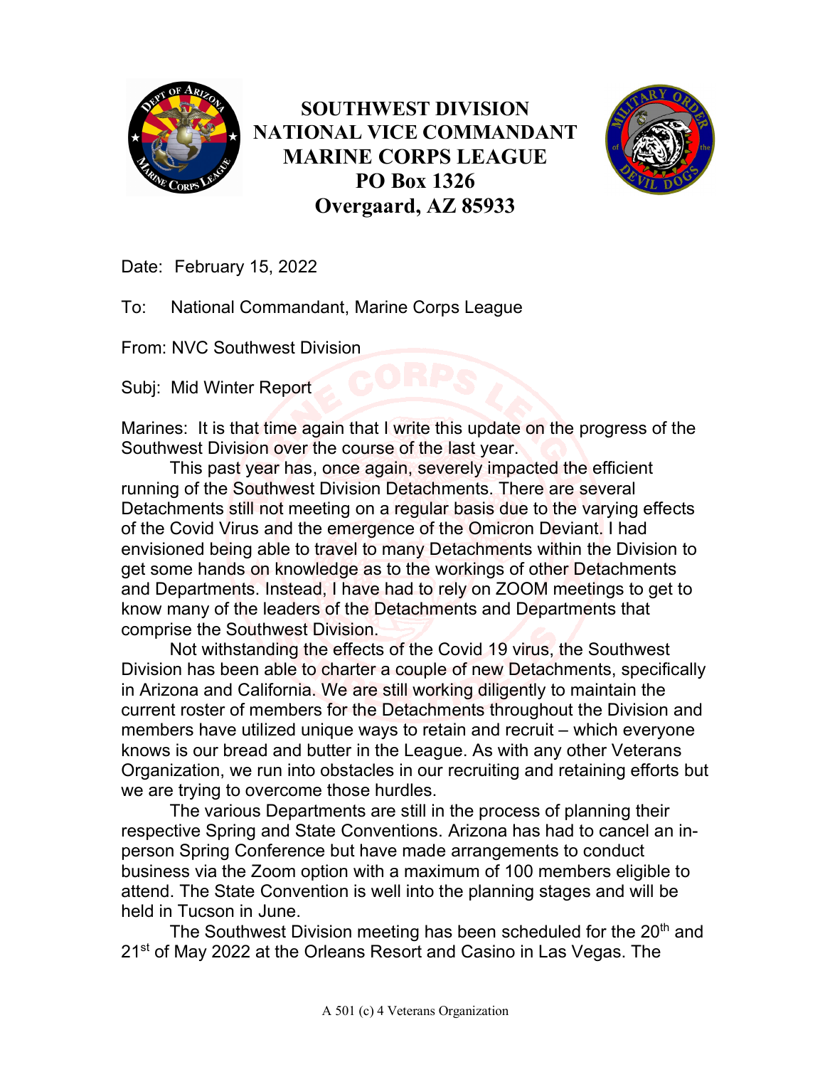# SOUTHWEST DIVISION
# NATIONAL VICE COMMANDANT
# MARINE CORPS LEAGUE
# PO Box 1326
# Overgaard, AZ 85933

Date: February 15, 2022

To: National Commandant, Marine Corps League

From: NVC Southwest Division

Subj: Mid Winter Report

Marines: It is that time again that I write this update on the progress of the Southwest Division over the course of the last year.

This past year has, once again, severely impacted the efficient running of the Southwest Division Detachments. There are several Detachments still not meeting on a regular basis due to the varying effects of the Covid Virus and the emergence of the Omicron Deviant. I had envisioned being able to travel to many Detachments within the Division to get some hands on knowledge as to the workings of other Detachments and Departments. Instead, I have had to rely on ZOOM meetings to get to know many of the leaders of the Detachments and Departments that comprise the Southwest Division.

Not withstanding the effects of the Covid 19 virus, the Southwest Division has been able to charter a couple of new Detachments, specifically in Arizona and California. We are still working diligently to maintain the current roster of members for the Detachments throughout the Division and members have utilized unique ways to retain and recruit – which everyone knows is our bread and butter in the League. As with any other Veterans Organization, we run into obstacles in our recruiting and retaining efforts but we are trying to overcome those hurdles.

The various Departments are still in the process of planning their respective Spring and State Conventions. Arizona has had to cancel an in-person Spring Conference but have made arrangements to conduct business via the Zoom option with a maximum of 100 members eligible to attend. The State Convention is well into the planning stages and will be held in Tucson in June.

The Southwest Division meeting has been scheduled for the 20th and 21st of May 2022 at the Orleans Resort and Casino in Las Vegas. The

A 501 (c) 4 Veterans Organization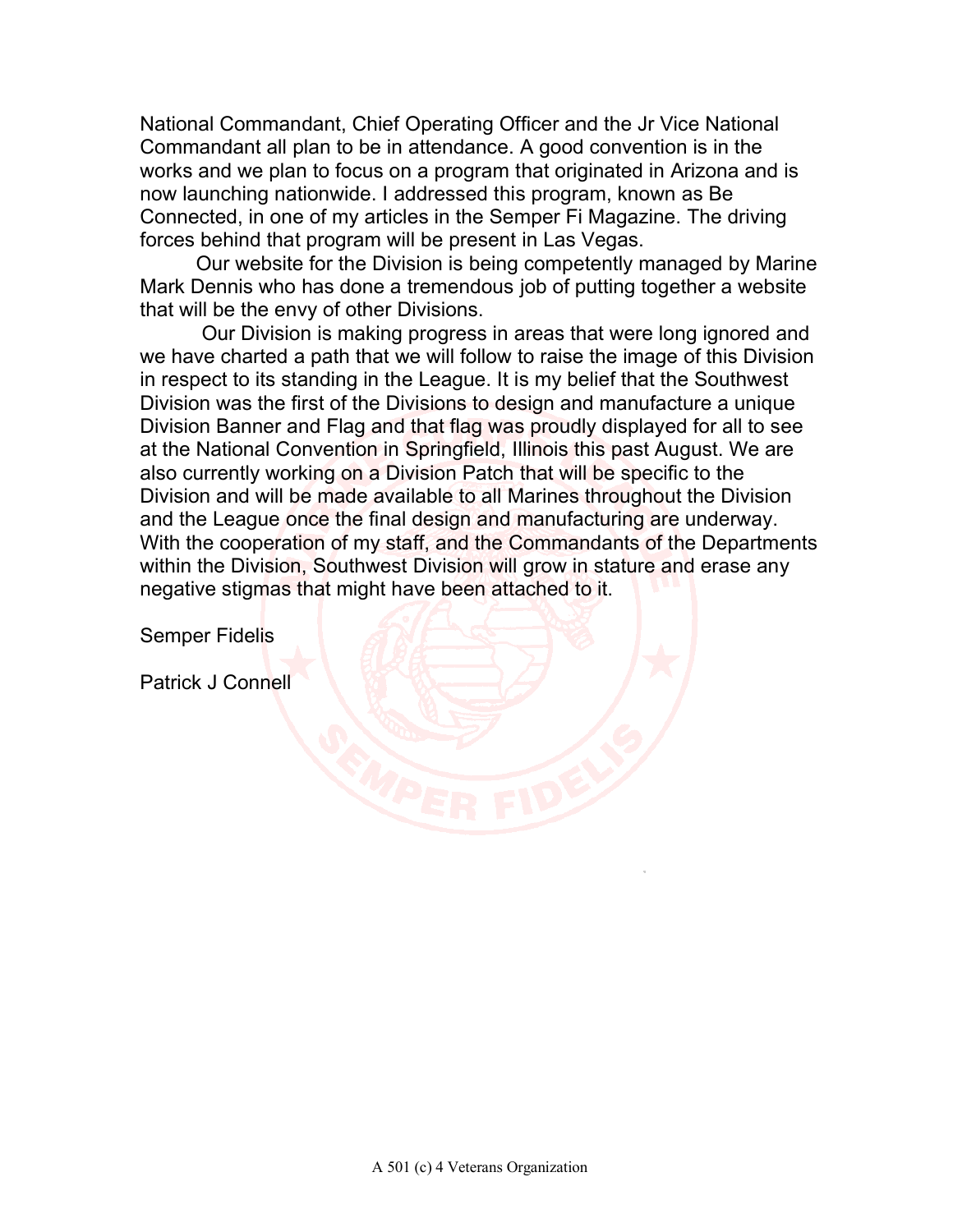National Commandant, Chief Operating Officer and the Jr Vice National Commandant all plan to be in attendance. A good convention is in the works and we plan to focus on a program that originated in Arizona and is now launching nationwide. I addressed this program, known as Be Connected, in one of my articles in the Semper Fi Magazine. The driving forces behind that program will be present in Las Vegas.

Our website for the Division is being competently managed by Marine Mark Dennis who has done a tremendous job of putting together a website that will be the envy of other Divisions.

Our Division is making progress in areas that were long ignored and we have charted a path that we will follow to raise the image of this Division in respect to its standing in the League. It is my belief that the Southwest Division was the first of the Divisions to design and manufacture a unique Division Banner and Flag and that flag was proudly displayed for all to see at the National Convention in Springfield, Illinois this past August. We are also currently working on a Division Patch that will be specific to the Division and will be made available to all Marines throughout the Division and the League once the final design and manufacturing are underway. With the cooperation of my staff, and the Commandants of the Departments within the Division, Southwest Division will grow in stature and erase any negative stigmas that might have been attached to it.

Semper Fidelis

Patrick J Connell

A 501 (c) 4 Veterans Organization